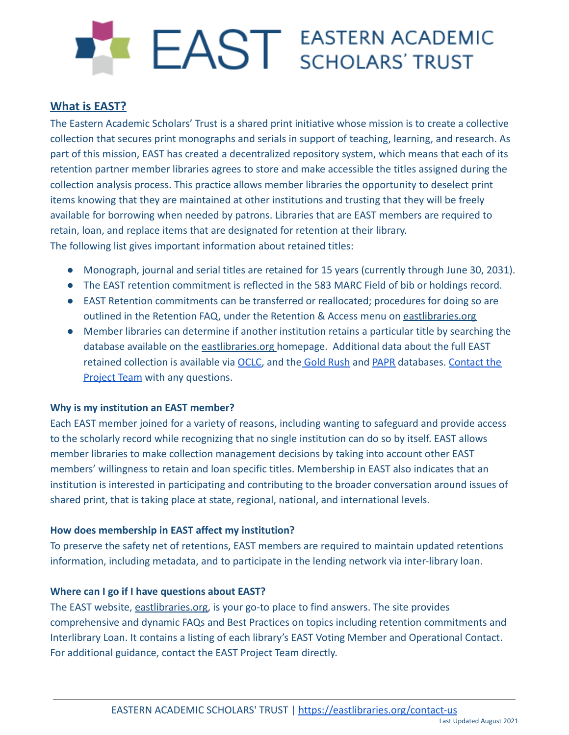# EAST EASTERN ACADEMIC SCHOLARS' TRUST

## What is EAST?

The Eastern Academic Scholars' Trust is a shared print initiative whose mission is to create a collective collection that secures print monographs and serials in support of teaching, learning, and research. As part of this mission, EAST has created a decentralized repository system, which means that each of its retention partner member libraries agrees to store and make accessible the titles assigned during the collection analysis process. This practice allows member libraries the opportunity to deselect print items knowing that they are maintained at other institutions and trusting that they will be freely available for borrowing when needed by patrons. Libraries that are EAST members are required to retain, loan, and replace items that are designated for retention at their library.
The following list gives important information about retained titles:

- Monograph, journal and serial titles are retained for 15 years (currently through June 30, 2031).
- The EAST retention commitment is reflected in the 583 MARC Field of bib or holdings record.
- EAST Retention commitments can be transferred or reallocated; procedures for doing so are outlined in the Retention FAQ, under the Retention & Access menu on eastlibraries.org
- Member libraries can determine if another institution retains a particular title by searching the database available on the eastlibraries.org homepage. Additional data about the full EAST retained collection is available via OCLC, and the Gold Rush and PAPR databases. Contact the Project Team with any questions.

**Why is my institution an EAST member?**

Each EAST member joined for a variety of reasons, including wanting to safeguard and provide access to the scholarly record while recognizing that no single institution can do so by itself. EAST allows member libraries to make collection management decisions by taking into account other EAST members' willingness to retain and loan specific titles. Membership in EAST also indicates that an institution is interested in participating and contributing to the broader conversation around issues of shared print, that is taking place at state, regional, national, and international levels.

**How does membership in EAST affect my institution?**

To preserve the safety net of retentions, EAST members are required to maintain updated retentions information, including metadata, and to participate in the lending network via inter-library loan.

**Where can I go if I have questions about EAST?**

The EAST website, eastlibraries.org, is your go-to place to find answers. The site provides comprehensive and dynamic FAQs and Best Practices on topics including retention commitments and Interlibrary Loan. It contains a listing of each library's EAST Voting Member and Operational Contact. For additional guidance, contact the EAST Project Team directly.

EASTERN ACADEMIC SCHOLARS' TRUST | https://eastlibraries.org/contact-us

Last Updated August 2021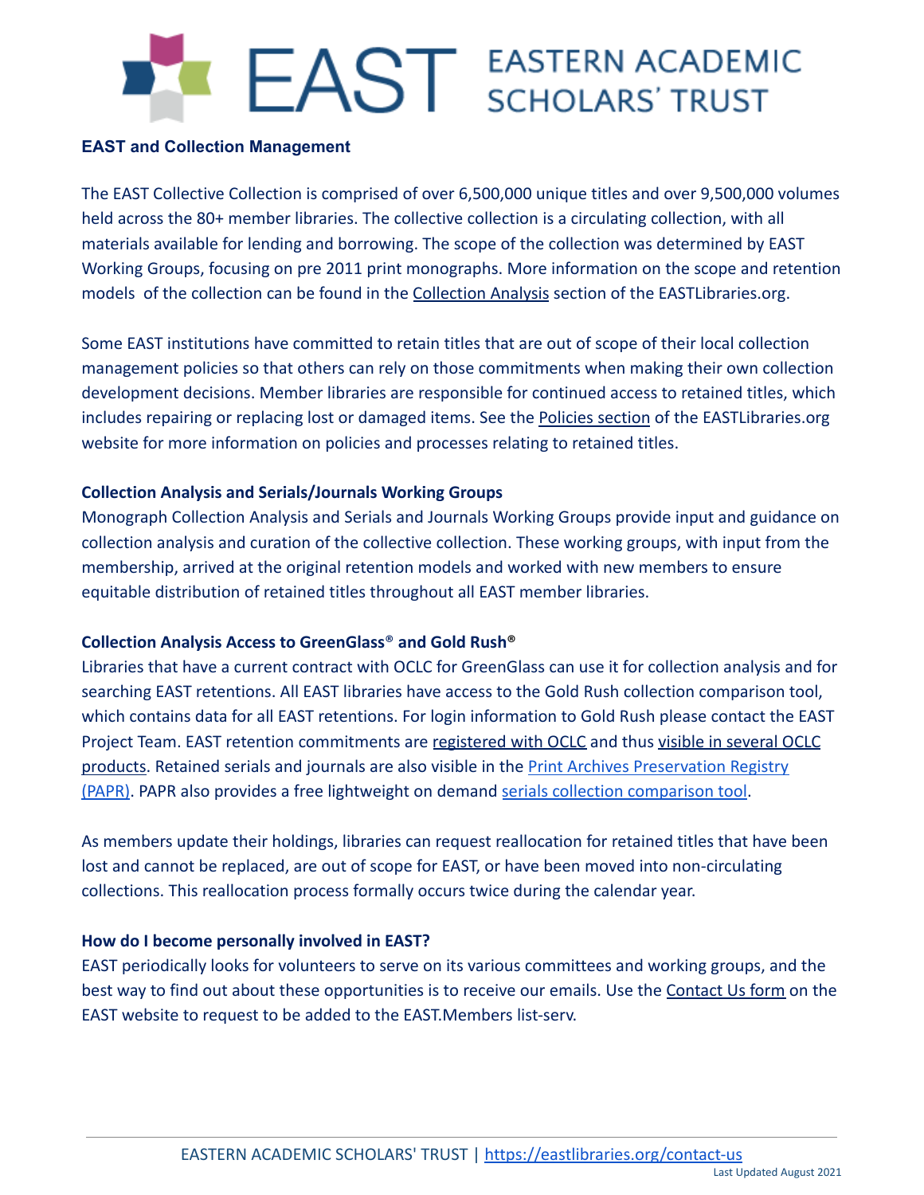# EAST EASTERN ACADEMIC SCHOLARS' TRUST

## EAST and Collection Management

The EAST Collective Collection is comprised of over 6,500,000 unique titles and over 9,500,000 volumes held across the 80+ member libraries. The collective collection is a circulating collection, with all materials available for lending and borrowing. The scope of the collection was determined by EAST Working Groups, focusing on pre 2011 print monographs. More information on the scope and retention models of the collection can be found in the Collection Analysis section of the EASTLibraries.org.

Some EAST institutions have committed to retain titles that are out of scope of their local collection management policies so that others can rely on those commitments when making their own collection development decisions. Member libraries are responsible for continued access to retained titles, which includes repairing or replacing lost or damaged items. See the Policies section of the EASTLibraries.org website for more information on policies and processes relating to retained titles.

### Collection Analysis and Serials/Journals Working Groups

Monograph Collection Analysis and Serials and Journals Working Groups provide input and guidance on collection analysis and curation of the collective collection. These working groups, with input from the membership, arrived at the original retention models and worked with new members to ensure equitable distribution of retained titles throughout all EAST member libraries.

### Collection Analysis Access to GreenGlass® and Gold Rush®

Libraries that have a current contract with OCLC for GreenGlass can use it for collection analysis and for searching EAST retentions. All EAST libraries have access to the Gold Rush collection comparison tool, which contains data for all EAST retentions. For login information to Gold Rush please contact the EAST Project Team. EAST retention commitments are registered with OCLC and thus visible in several OCLC products. Retained serials and journals are also visible in the Print Archives Preservation Registry (PAPR). PAPR also provides a free lightweight on demand serials collection comparison tool.

As members update their holdings, libraries can request reallocation for retained titles that have been lost and cannot be replaced, are out of scope for EAST, or have been moved into non-circulating collections. This reallocation process formally occurs twice during the calendar year.

### How do I become personally involved in EAST?

EAST periodically looks for volunteers to serve on its various committees and working groups, and the best way to find out about these opportunities is to receive our emails. Use the Contact Us form on the EAST website to request to be added to the EAST.Members list-serv.

EASTERN ACADEMIC SCHOLARS' TRUST | https://eastlibraries.org/contact-us

Last Updated August 2021